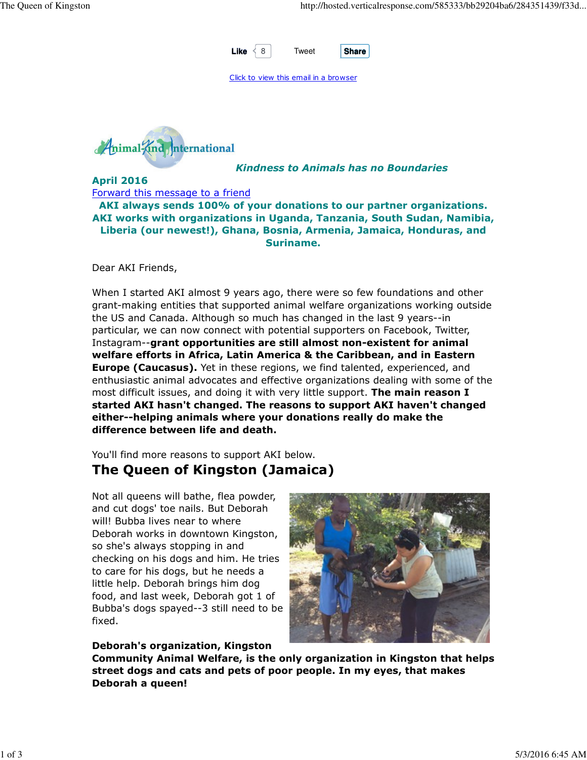Like 8 Tweet Share

Click to view this email in a browser

Animal Kind International

***Kindness to Animals has no Boundaries***

**April 2016**

Forward this message to a friend

**AKI always sends 100% of your donations to our partner organizations. AKI works with organizations in Uganda, Tanzania, South Sudan, Namibia, Liberia (our newest!), Ghana, Bosnia, Armenia, Jamaica, Honduras, and Suriname.**

Dear AKI Friends,

When I started AKI almost 9 years ago, there were so few foundations and other grant-making entities that supported animal welfare organizations working outside the US and Canada. Although so much has changed in the last 9 years--in particular, we can now connect with potential supporters on Facebook, Twitter, Instagram--**grant opportunities are still almost non-existent for animal welfare efforts in Africa, Latin America & the Caribbean, and in Eastern Europe (Caucasus).** Yet in these regions, we find talented, experienced, and enthusiastic animal advocates and effective organizations dealing with some of the most difficult issues, and doing it with very little support. **The main reason I started AKI hasn't changed. The reasons to support AKI haven't changed either--helping animals where your donations really do make the difference between life and death.**

You'll find more reasons to support AKI below.

## The Queen of Kingston (Jamaica)

Not all queens will bathe, flea powder, and cut dogs' toe nails. But Deborah will! Bubba lives near to where Deborah works in downtown Kingston, so she's always stopping in and checking on his dogs and him. He tries to care for his dogs, but he needs a little help. Deborah brings him dog food, and last week, Deborah got 1 of Bubba's dogs spayed--3 still need to be fixed.

**Deborah's organization, Kingston Community Animal Welfare, is the only organization in Kingston that helps street dogs and cats and pets of poor people. In my eyes, that makes Deborah a queen!**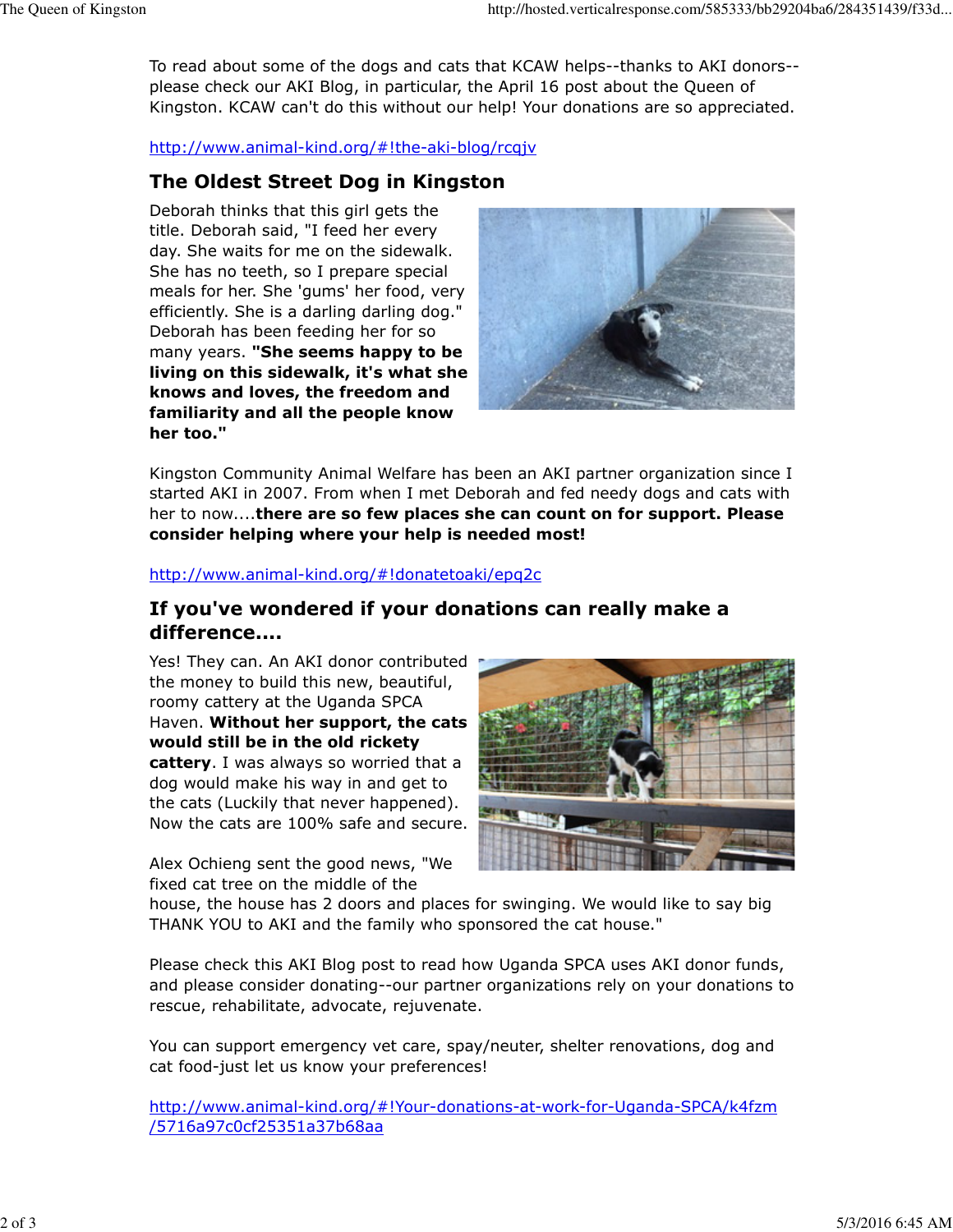To read about some of the dogs and cats that KCAW helps--thanks to AKI donors--please check our AKI Blog, in particular, the April 16 post about the Queen of Kingston. KCAW can't do this without our help! Your donations are so appreciated.

http://www.animal-kind.org/#!the-aki-blog/rcqjv

## The Oldest Street Dog in Kingston

Deborah thinks that this girl gets the title. Deborah said, "I feed her every day. She waits for me on the sidewalk. She has no teeth, so I prepare special meals for her. She 'gums' her food, very efficiently. She is a darling darling dog." Deborah has been feeding her for so many years. **"She seems happy to be living on this sidewalk, it's what she knows and loves, the freedom and familiarity and all the people know her too."**

Kingston Community Animal Welfare has been an AKI partner organization since I started AKI in 2007. From when I met Deborah and fed needy dogs and cats with her to now....**there are so few places she can count on for support. Please consider helping where your help is needed most!**

http://www.animal-kind.org/#!donatetoaki/epq2c

## If you've wondered if your donations can really make a difference....

Yes! They can. An AKI donor contributed the money to build this new, beautiful, roomy cattery at the Uganda SPCA Haven. **Without her support, the cats would still be in the old rickety cattery**. I was always so worried that a dog would make his way in and get to the cats (Luckily that never happened). Now the cats are 100% safe and secure.

Alex Ochieng sent the good news, "We fixed cat tree on the middle of the house, the house has 2 doors and places for swinging. We would like to say big THANK YOU to AKI and the family who sponsored the cat house."

Please check this AKI Blog post to read how Uganda SPCA uses AKI donor funds, and please consider donating--our partner organizations rely on your donations to rescue, rehabilitate, advocate, rejuvenate.

You can support emergency vet care, spay/neuter, shelter renovations, dog and cat food-just let us know your preferences!

http://www.animal-kind.org/#!Your-donations-at-work-for-Uganda-SPCA/k4fzm/5716a97c0cf25351a37b68aa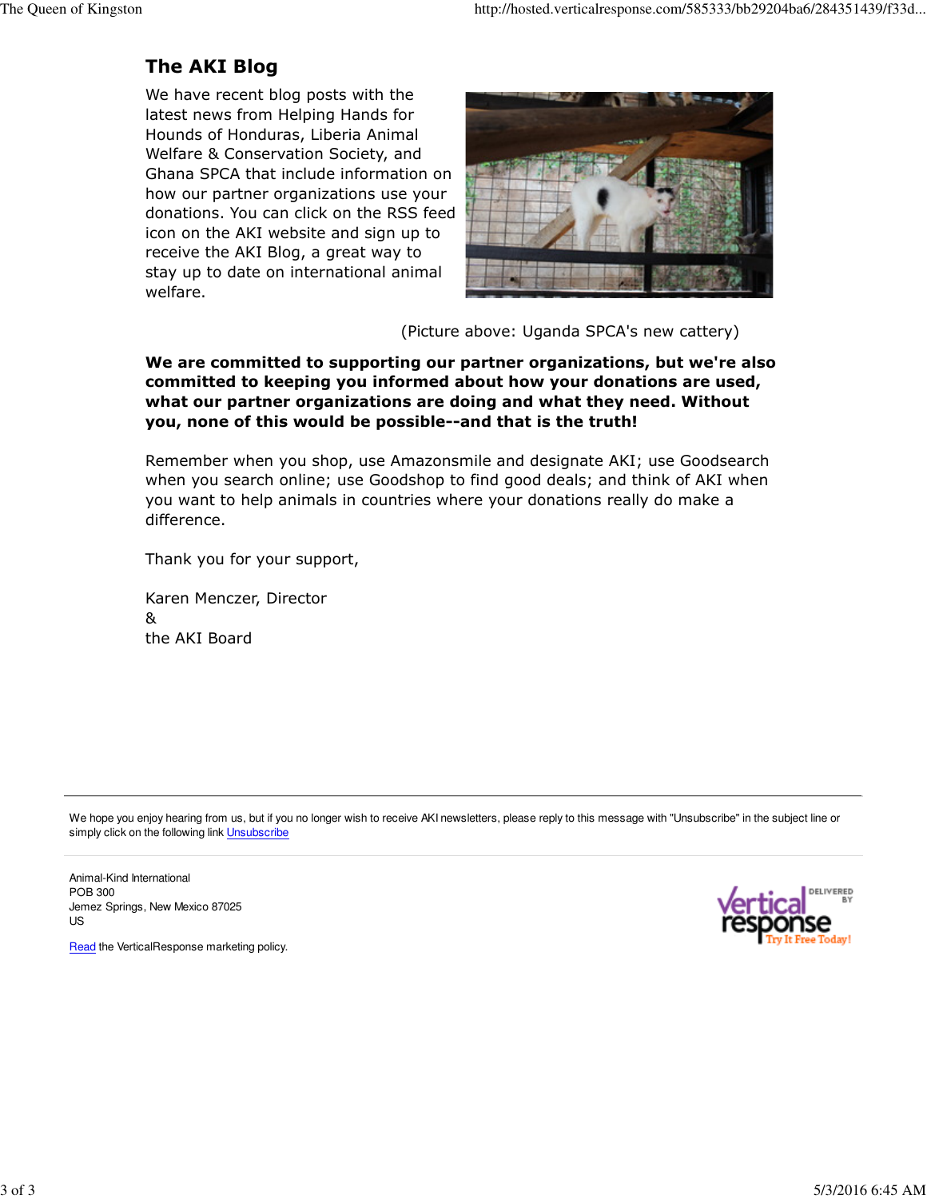## The AKI Blog

We have recent blog posts with the latest news from Helping Hands for Hounds of Honduras, Liberia Animal Welfare & Conservation Society, and Ghana SPCA that include information on how our partner organizations use your donations. You can click on the RSS feed icon on the AKI website and sign up to receive the AKI Blog, a great way to stay up to date on international animal welfare.

(Picture above: Uganda SPCA's new cattery)

**We are committed to supporting our partner organizations, but we're also committed to keeping you informed about how your donations are used, what our partner organizations are doing and what they need. Without you, none of this would be possible--and that is the truth!**

Remember when you shop, use Amazonsmile and designate AKI; use Goodsearch when you search online; use Goodshop to find good deals; and think of AKI when you want to help animals in countries where your donations really do make a difference.

Thank you for your support,

Karen Menczer, Director
&
the AKI Board

---

We hope you enjoy hearing from us, but if you no longer wish to receive AKI newsletters, please reply to this message with "Unsubscribe" in the subject line or simply click on the following link Unsubscribe

Animal-Kind International
POB 300
Jemez Springs, New Mexico 87025
US

Read the VerticalResponse marketing policy.

DELIVERED BY VerticalResponse Try It Free Today!